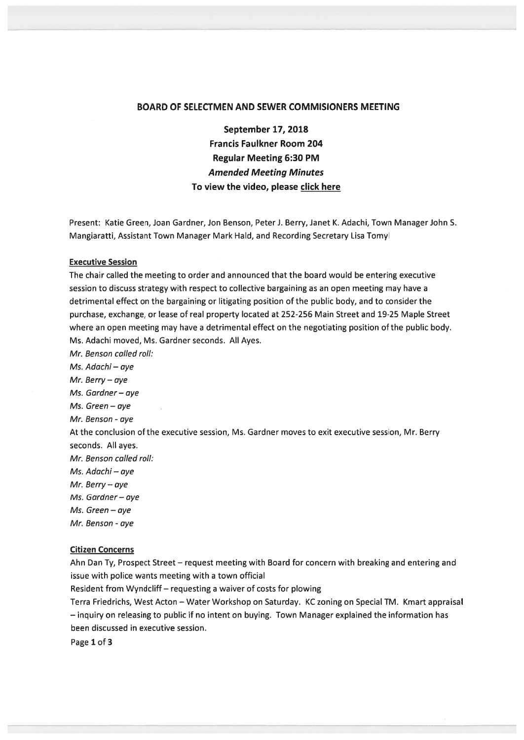## BOARD OF SELECTMEN AND SEWER COMMISIONERS MEETING

**September 17, 2018**
**Francis Faulkner Room 204**
**Regular Meeting 6:30 PM**
***Amended Meeting Minutes***
**To view the video, please click here**

Present: Katie Green, Joan Gardner, Jon Benson, Peter J. Berry, Janet K. Adachi, Town Manager John S. Mangiaratti, Assistant Town Manager Mark Hald, and Recording Secretary Lisa Tomyl

**Executive Session**

The chair called the meeting to order and announced that the board would be entering executive session to discuss strategy with respect to collective bargaining as an open meeting may have a detrimental effect on the bargaining or litigating position of the public body, and to consider the purchase, exchange, or lease of real property located at 252-256 Main Street and 19-25 Maple Street where an open meeting may have a detrimental effect on the negotiating position of the public body. Ms. Adachi moved, Ms. Gardner seconds. All Ayes.

*Mr. Benson called roll:*
*Ms. Adachi – aye*
*Mr. Berry – aye*
*Ms. Gardner – aye*
*Ms. Green – aye*
*Mr. Benson - aye*

At the conclusion of the executive session, Ms. Gardner moves to exit executive session, Mr. Berry seconds. All ayes.

*Mr. Benson called roll:*
*Ms. Adachi – aye*
*Mr. Berry – aye*
*Ms. Gardner – aye*
*Ms. Green – aye*
*Mr. Benson - aye*

**Citizen Concerns**

Ahn Dan Ty, Prospect Street – request meeting with Board for concern with breaking and entering and issue with police wants meeting with a town official

Resident from Wyndcliff – requesting a waiver of costs for plowing

Terra Friedrichs, West Acton – Water Workshop on Saturday. KC zoning on Special TM. Kmart appraisal – inquiry on releasing to public if no intent on buying. Town Manager explained the information has been discussed in executive session.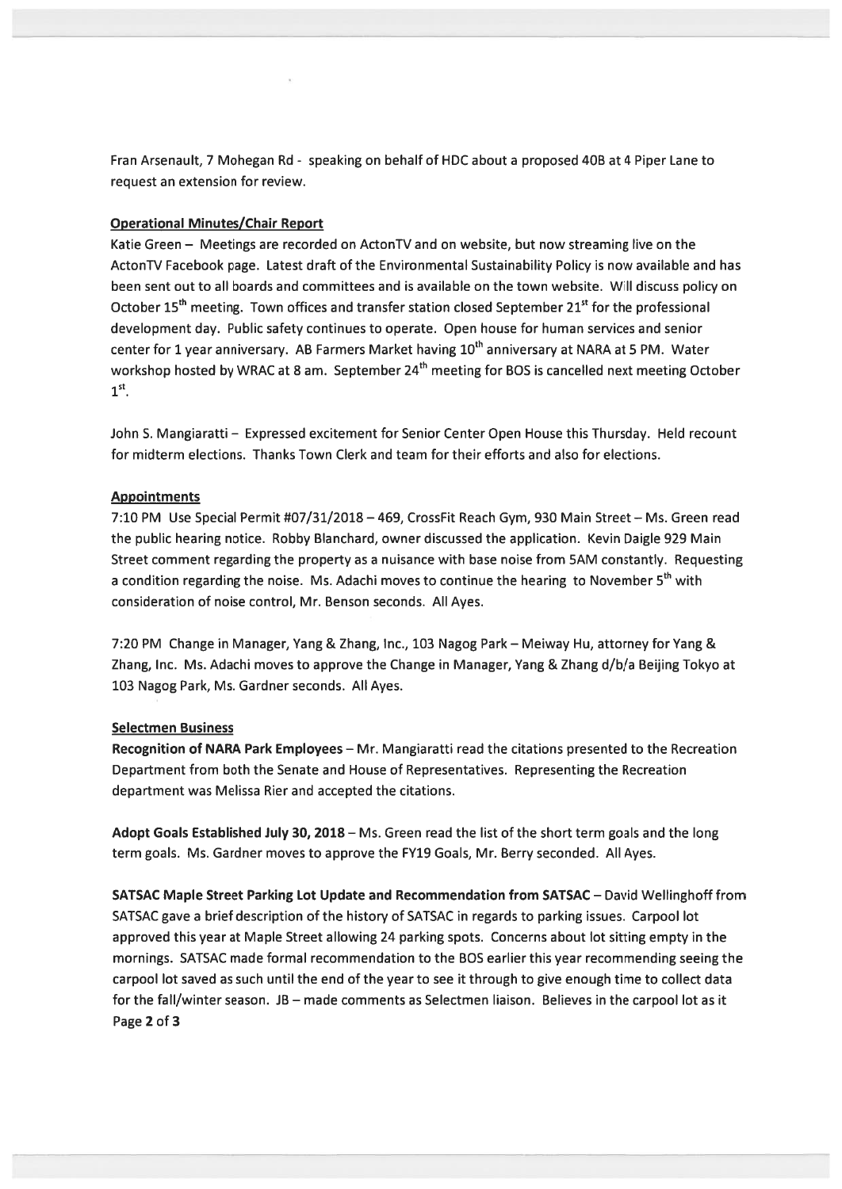Fran Arsenault, 7 Mohegan Rd - speaking on behalf of HDC about a proposed 40B at 4 Piper Lane to request an extension for review.

**Operational Minutes/Chair Report**

Katie Green – Meetings are recorded on ActonTV and on website, but now streaming live on the ActonTV Facebook page. Latest draft of the Environmental Sustainability Policy is now available and has been sent out to all boards and committees and is available on the town website. Will discuss policy on October 15th meeting. Town offices and transfer station closed September 21st for the professional development day. Public safety continues to operate. Open house for human services and senior center for 1 year anniversary. AB Farmers Market having 10th anniversary at NARA at 5 PM. Water workshop hosted by WRAC at 8 am. September 24th meeting for BOS is cancelled next meeting October 1st.

John S. Mangiaratti – Expressed excitement for Senior Center Open House this Thursday. Held recount for midterm elections. Thanks Town Clerk and team for their efforts and also for elections.

**Appointments**

7:10 PM Use Special Permit #07/31/2018 – 469, CrossFit Reach Gym, 930 Main Street – Ms. Green read the public hearing notice. Robby Blanchard, owner discussed the application. Kevin Daigle 929 Main Street comment regarding the property as a nuisance with base noise from 5AM constantly. Requesting a condition regarding the noise. Ms. Adachi moves to continue the hearing to November 5th with consideration of noise control, Mr. Benson seconds. All Ayes.

7:20 PM Change in Manager, Yang & Zhang, Inc., 103 Nagog Park – Meiway Hu, attorney for Yang & Zhang, Inc. Ms. Adachi moves to approve the Change in Manager, Yang & Zhang d/b/a Beijing Tokyo at 103 Nagog Park, Ms. Gardner seconds. All Ayes.

**Selectmen Business**

**Recognition of NARA Park Employees** – Mr. Mangiaratti read the citations presented to the Recreation Department from both the Senate and House of Representatives. Representing the Recreation department was Melissa Rier and accepted the citations.

**Adopt Goals Established July 30, 2018** – Ms. Green read the list of the short term goals and the long term goals. Ms. Gardner moves to approve the FY19 Goals, Mr. Berry seconded. All Ayes.

**SATSAC Maple Street Parking Lot Update and Recommendation from SATSAC** – David Wellinghoff from SATSAC gave a brief description of the history of SATSAC in regards to parking issues. Carpool lot approved this year at Maple Street allowing 24 parking spots. Concerns about lot sitting empty in the mornings. SATSAC made formal recommendation to the BOS earlier this year recommending seeing the carpool lot saved as such until the end of the year to see it through to give enough time to collect data for the fall/winter season. JB – made comments as Selectmen liaison. Believes in the carpool lot as it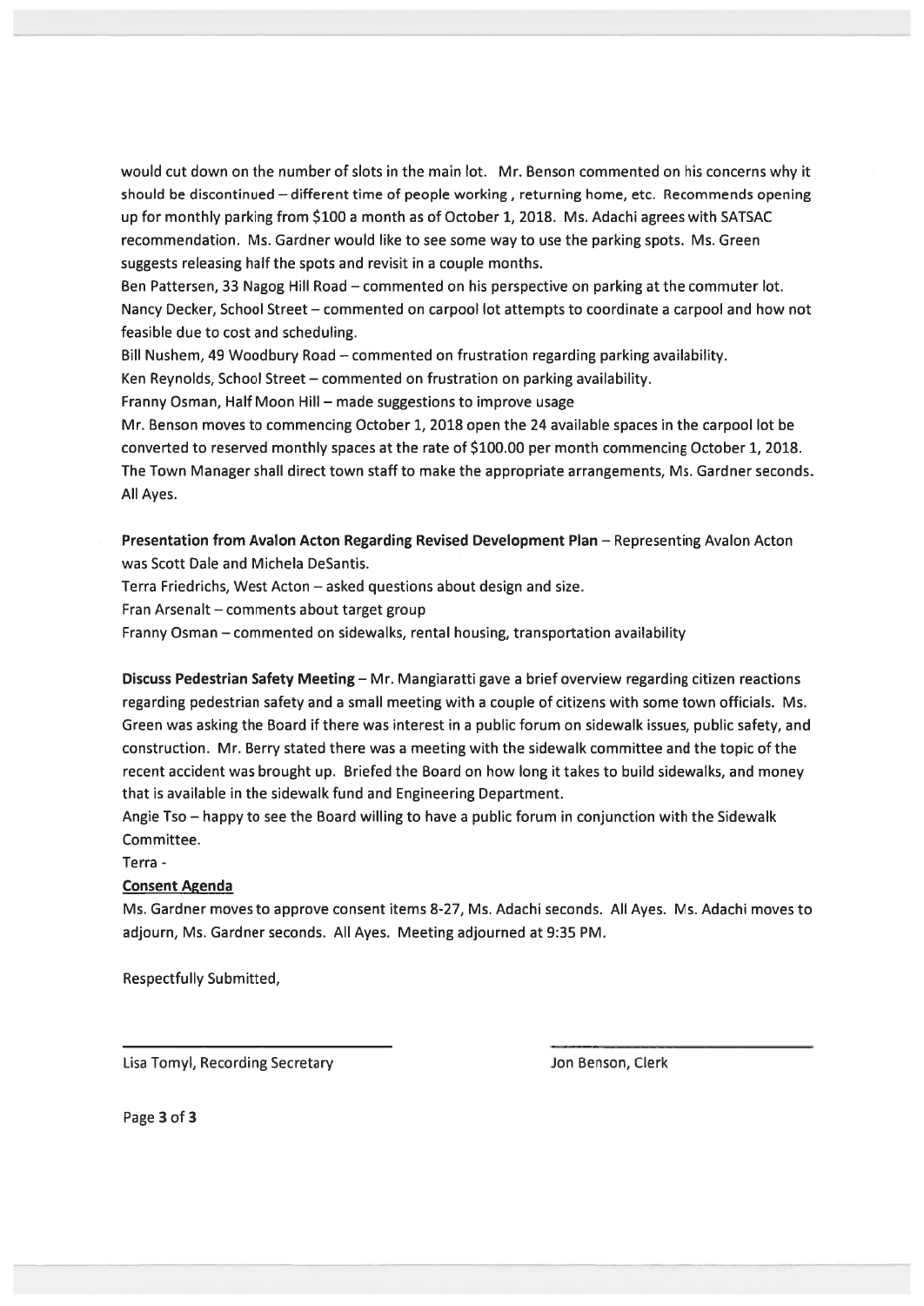would cut down on the number of slots in the main lot. Mr. Benson commented on his concerns why it should be discontinued – different time of people working , returning home, etc. Recommends opening up for monthly parking from $100 a month as of October 1, 2018. Ms. Adachi agrees with SATSAC recommendation. Ms. Gardner would like to see some way to use the parking spots. Ms. Green suggests releasing half the spots and revisit in a couple months.

Ben Pattersen, 33 Nagog Hill Road – commented on his perspective on parking at the commuter lot.

Nancy Decker, School Street – commented on carpool lot attempts to coordinate a carpool and how not feasible due to cost and scheduling.

Bill Nushem, 49 Woodbury Road – commented on frustration regarding parking availability.

Ken Reynolds, School Street – commented on frustration on parking availability.

Franny Osman, Half Moon Hill – made suggestions to improve usage

Mr. Benson moves to commencing October 1, 2018 open the 24 available spaces in the carpool lot be converted to reserved monthly spaces at the rate of $100.00 per month commencing October 1, 2018. The Town Manager shall direct town staff to make the appropriate arrangements, Ms. Gardner seconds. All Ayes.

**Presentation from Avalon Acton Regarding Revised Development Plan** – Representing Avalon Acton was Scott Dale and Michela DeSantis.

Terra Friedrichs, West Acton – asked questions about design and size.

Fran Arsenalt – comments about target group

Franny Osman – commented on sidewalks, rental housing, transportation availability

**Discuss Pedestrian Safety Meeting** – Mr. Mangiaratti gave a brief overview regarding citizen reactions regarding pedestrian safety and a small meeting with a couple of citizens with some town officials. Ms. Green was asking the Board if there was interest in a public forum on sidewalk issues, public safety, and construction. Mr. Berry stated there was a meeting with the sidewalk committee and the topic of the recent accident was brought up. Briefed the Board on how long it takes to build sidewalks, and money that is available in the sidewalk fund and Engineering Department.

Angie Tso – happy to see the Board willing to have a public forum in conjunction with the Sidewalk Committee.

Terra -

**Consent Agenda**

Ms. Gardner moves to approve consent items 8-27, Ms. Adachi seconds. All Ayes. Ms. Adachi moves to adjourn, Ms. Gardner seconds. All Ayes. Meeting adjourned at 9:35 PM.

Respectfully Submitted,

Lisa Tomyl, Recording Secretary

Jon Benson, Clerk